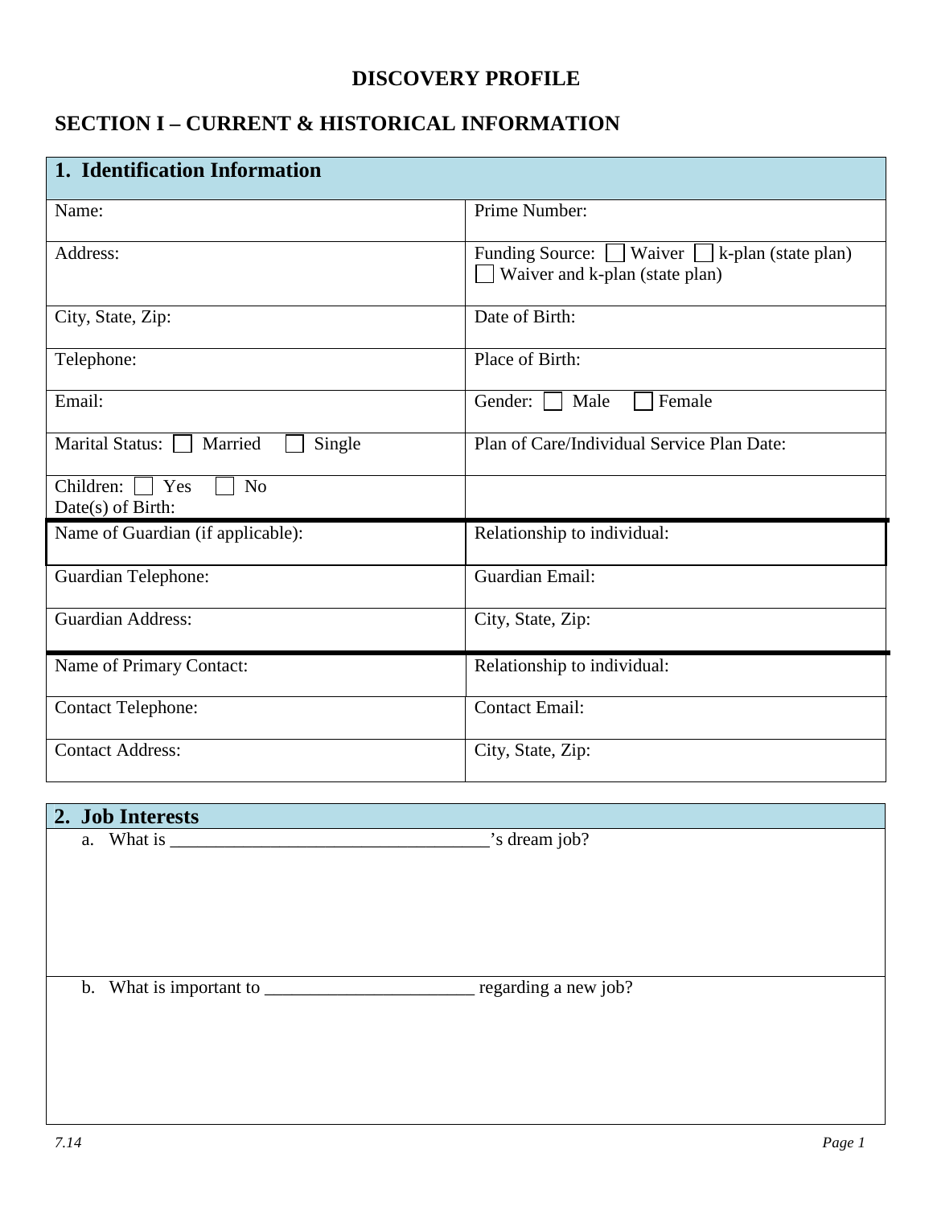# DISCOVERY PROFILE

## SECTION I – CURRENT & HISTORICAL INFORMATION

| 1. Identification Information | |
|---|---|
| Name: | Prime Number: |
| Address: | Funding Source: ☐ Waiver ☐ k-plan (state plan) ☐ Waiver and k-plan (state plan) |
| City, State, Zip: | Date of Birth: |
| Telephone: | Place of Birth: |
| Email: | Gender: ☐ Male ☐ Female |
| Marital Status: ☐ Married ☐ Single | Plan of Care/Individual Service Plan Date: |
| Children: ☐ Yes ☐ No<br>Date(s) of Birth: | |
| Name of Guardian (if applicable): | Relationship to individual: |
| Guardian Telephone: | Guardian Email: |
| Guardian Address: | City, State, Zip: |
| Name of Primary Contact: | Relationship to individual: |
| Contact Telephone: | Contact Email: |
| Contact Address: | City, State, Zip: |

### 2. Job Interests

a. What is ___________________________________’s dream job?

b. What is important to _______________________ regarding a new job?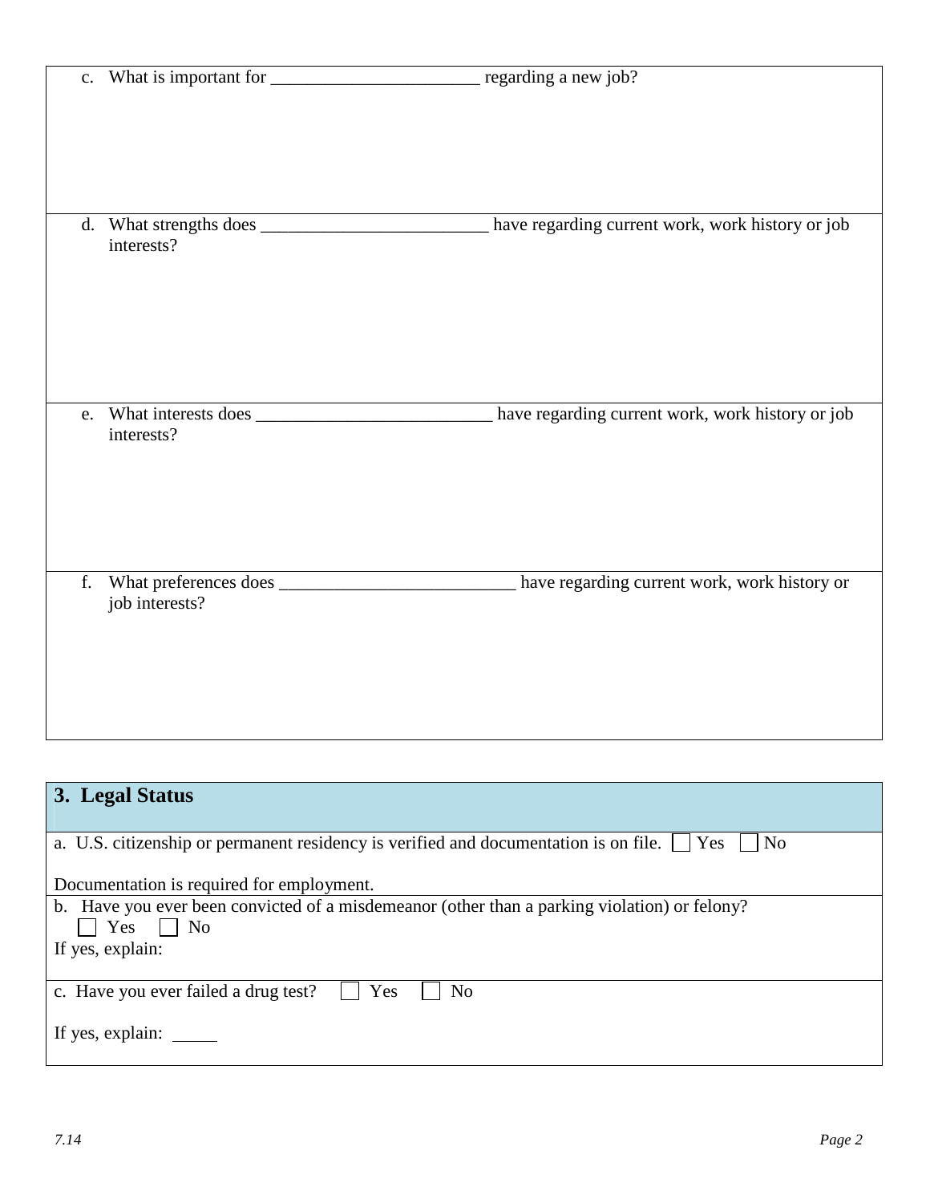c. What is important for _______________________ regarding a new job?

d. What strengths does _________________________ have regarding current work, work history or job interests?

e. What interests does __________________________ have regarding current work, work history or job interests?

f. What preferences does __________________________ have regarding current work, work history or job interests?

## 3. Legal Status

a. U.S. citizenship or permanent residency is verified and documentation is on file. ☐ Yes ☐ No

Documentation is required for employment.

b. Have you ever been convicted of a misdemeanor (other than a parking violation) or felony?
☐ Yes ☐ No
If yes, explain:

c. Have you ever failed a drug test? ☐ Yes ☐ No

If yes, explain: _____

*7.14*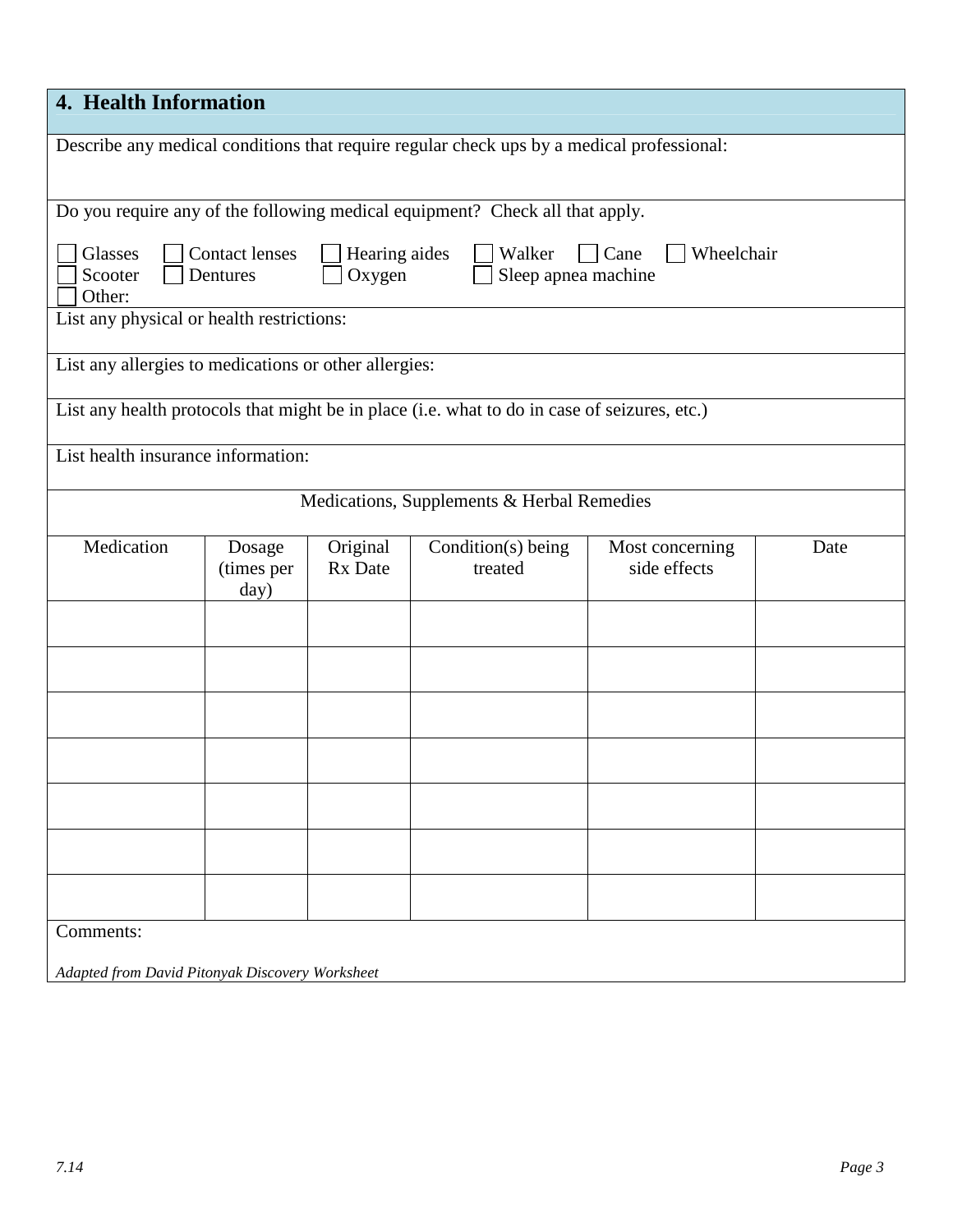## 4. Health Information

Describe any medical conditions that require regular check ups by a medical professional:

Do you require any of the following medical equipment? Check all that apply.

☐ Glasses ☐ Contact lenses ☐ Hearing aides ☐ Walker ☐ Cane ☐ Wheelchair
☐ Scooter ☐ Dentures ☐ Oxygen ☐ Sleep apnea machine
☐ Other:

List any physical or health restrictions:

List any allergies to medications or other allergies:

List any health protocols that might be in place (i.e. what to do in case of seizures, etc.)

List health insurance information:

Medications, Supplements & Herbal Remedies

| Medication | Dosage (times per day) | Original Rx Date | Condition(s) being treated | Most concerning side effects | Date |
|---|---|---|---|---|---|
| | | | | | |
| | | | | | |
| | | | | | |
| | | | | | |
| | | | | | |
| | | | | | |
| | | | | | |

Comments:

*Adapted from David Pitonyak Discovery Worksheet*

*7.14*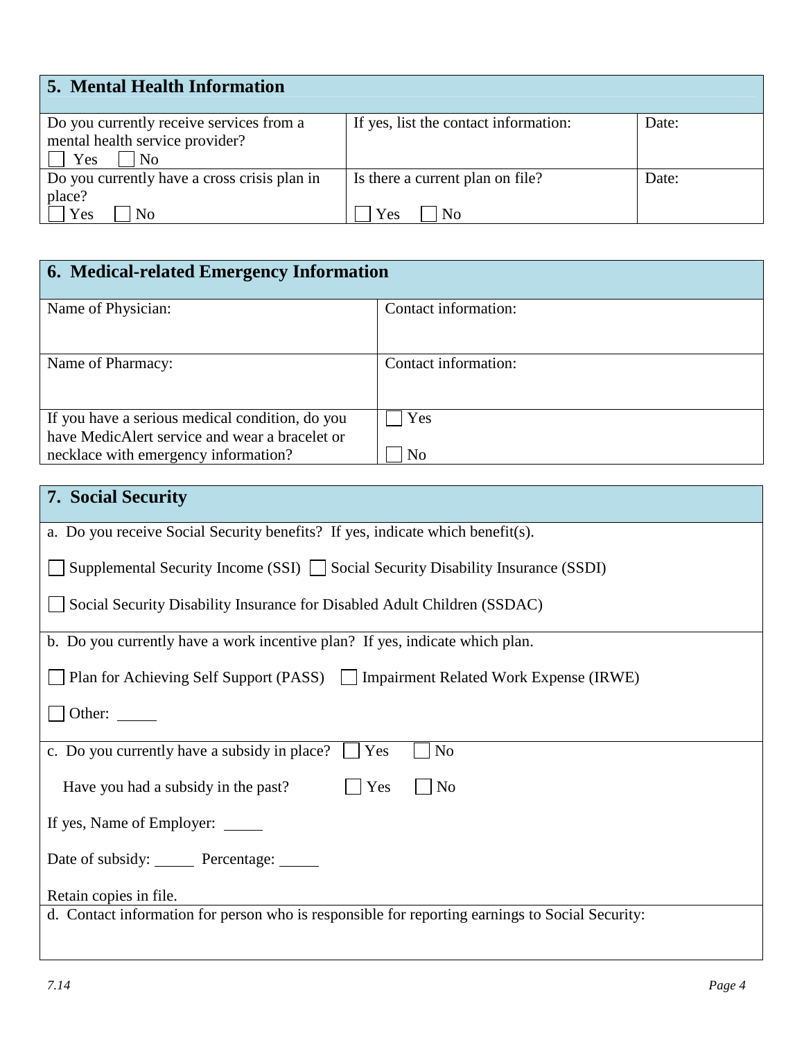## 5. Mental Health Information

| Do you currently receive services from a mental health service provider? ☐ Yes ☐ No | If yes, list the contact information: | Date: |
|---|---|---|
| Do you currently have a cross crisis plan in place? ☐ Yes ☐ No | Is there a current plan on file? ☐ Yes ☐ No | Date: |

## 6. Medical-related Emergency Information

| Name of Physician: | Contact information: |
|---|---|
| Name of Pharmacy: | Contact information: |
| If you have a serious medical condition, do you have MedicAlert service and wear a bracelet or necklace with emergency information? | ☐ Yes ☐ No |

## 7. Social Security

a. Do you receive Social Security benefits? If yes, indicate which benefit(s).

☐ Supplemental Security Income (SSI) ☐ Social Security Disability Insurance (SSDI)

☐ Social Security Disability Insurance for Disabled Adult Children (SSDAC)

b. Do you currently have a work incentive plan? If yes, indicate which plan.

☐ Plan for Achieving Self Support (PASS) ☐ Impairment Related Work Expense (IRWE)

☐ Other: _____

c. Do you currently have a subsidy in place? ☐ Yes ☐ No

Have you had a subsidy in the past? ☐ Yes ☐ No

If yes, Name of Employer: _____

Date of subsidy: _____ Percentage: _____

Retain copies in file.

d. Contact information for person who is responsible for reporting earnings to Social Security: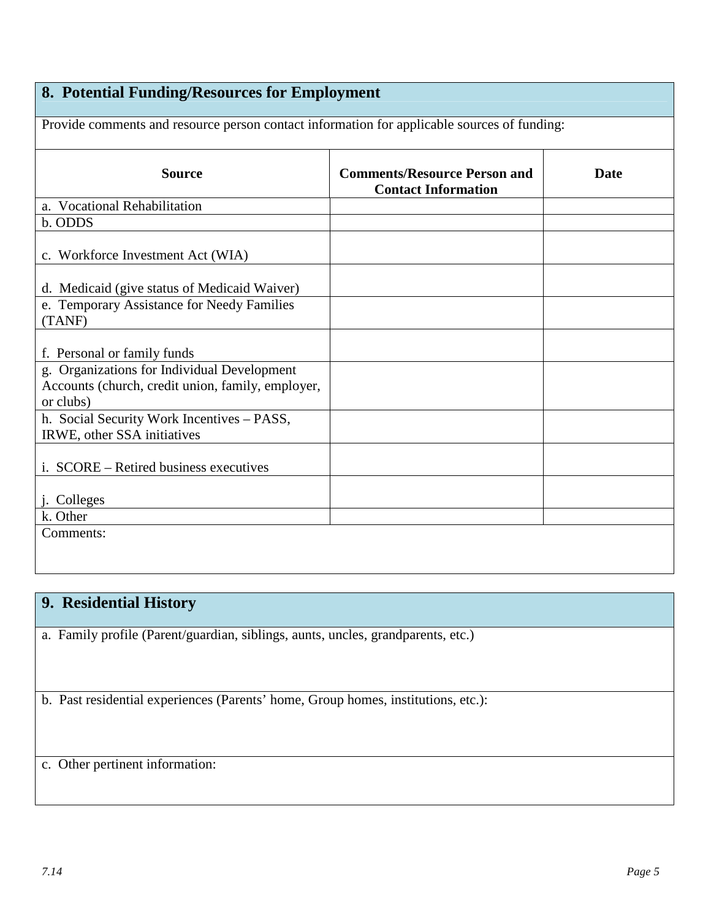## 8. Potential Funding/Resources for Employment

Provide comments and resource person contact information for applicable sources of funding:

| Source | Comments/Resource Person and Contact Information | Date |
|---|---|---|
| a. Vocational Rehabilitation | | |
| b. ODDS | | |
| c. Workforce Investment Act (WIA) | | |
| d. Medicaid (give status of Medicaid Waiver) | | |
| e. Temporary Assistance for Needy Families (TANF) | | |
| f. Personal or family funds | | |
| g. Organizations for Individual Development Accounts (church, credit union, family, employer, or clubs) | | |
| h. Social Security Work Incentives – PASS, IRWE, other SSA initiatives | | |
| i. SCORE – Retired business executives | | |
| j. Colleges | | |
| k. Other | | |

Comments:

## 9. Residential History

a. Family profile (Parent/guardian, siblings, aunts, uncles, grandparents, etc.)

b. Past residential experiences (Parents' home, Group homes, institutions, etc.):

c. Other pertinent information: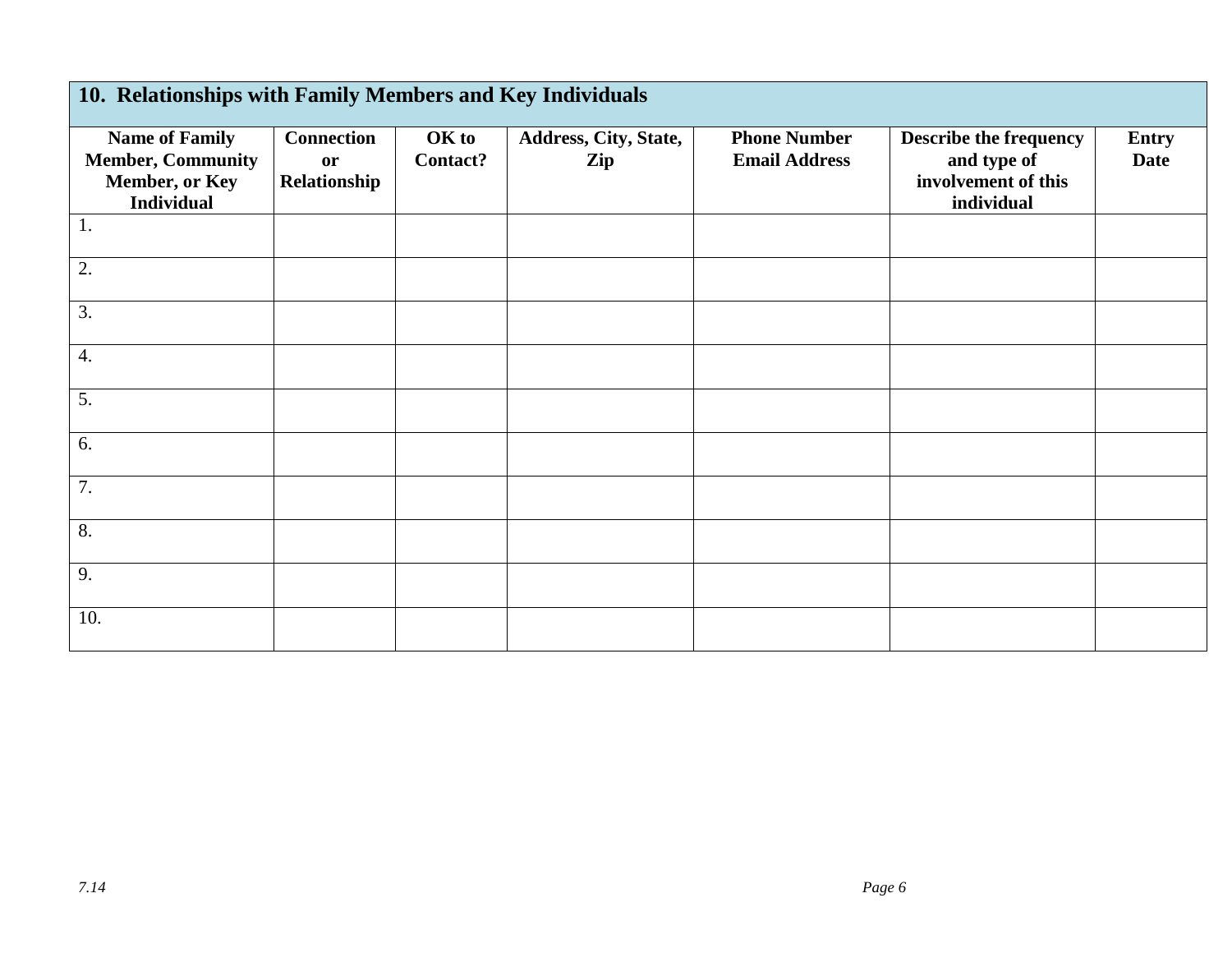## 10. Relationships with Family Members and Key Individuals

| Name of Family Member, Community Member, or Key Individual | Connection or Relationship | OK to Contact? | Address, City, State, Zip | Phone Number Email Address | Describe the frequency and type of involvement of this individual | Entry Date |
|---|---|---|---|---|---|---|
| 1. | | | | | | |
| 2. | | | | | | |
| 3. | | | | | | |
| 4. | | | | | | |
| 5. | | | | | | |
| 6. | | | | | | |
| 7. | | | | | | |
| 8. | | | | | | |
| 9. | | | | | | |
| 10. | | | | | | |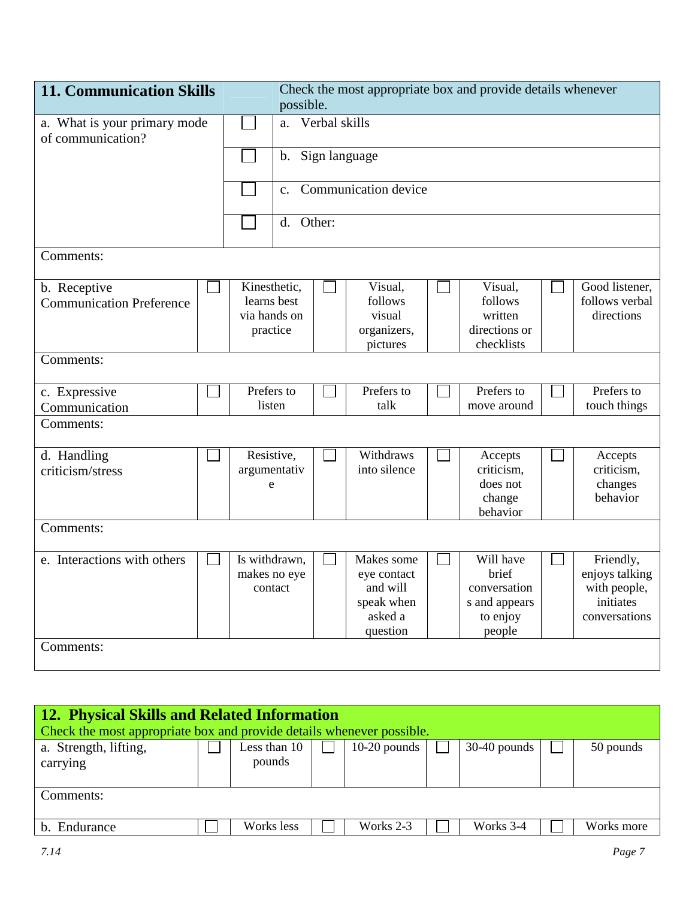| 11. Communication Skills | | Check the most appropriate box and provide details whenever possible. |
|---|---|---|
| a. What is your primary mode of communication? | ☐ | a. Verbal skills |
| | ☐ | b. Sign language |
| | ☐ | c. Communication device |
| | ☐ | d. Other: |
| Comments: | | |

| | | | | | | | | |
|---|---|---|---|---|---|---|---|---|
| b. Receptive Communication Preference | ☐ | Kinesthetic, learns best via hands on practice | ☐ | Visual, follows visual organizers, pictures | ☐ | Visual, follows written directions or checklists | ☐ | Good listener, follows verbal directions |
| Comments: | | | | | | | | |
| c. Expressive Communication | ☐ | Prefers to listen | ☐ | Prefers to talk | ☐ | Prefers to move around | ☐ | Prefers to touch things |
| Comments: | | | | | | | | |
| d. Handling criticism/stress | ☐ | Resistive, argumentative | ☐ | Withdraws into silence | ☐ | Accepts criticism, does not change behavior | ☐ | Accepts criticism, changes behavior |
| Comments: | | | | | | | | |
| e. Interactions with others | ☐ | Is withdrawn, makes no eye contact | ☐ | Makes some eye contact and will speak when asked a question | ☐ | Will have brief conversations and appears to enjoy people | ☐ | Friendly, enjoys talking with people, initiates conversations |
| Comments: | | | | | | | | |

| 12. Physical Skills and Related Information<br>Check the most appropriate box and provide details whenever possible. | | | | | | | | |
|---|---|---|---|---|---|---|---|---|
| a. Strength, lifting, carrying | ☐ | Less than 10 pounds | ☐ | 10-20 pounds | ☐ | 30-40 pounds | ☐ | 50 pounds |
| Comments: | | | | | | | | |
| b. Endurance | ☐ | Works less | ☐ | Works 2-3 | ☐ | Works 3-4 | ☐ | Works more |

7.14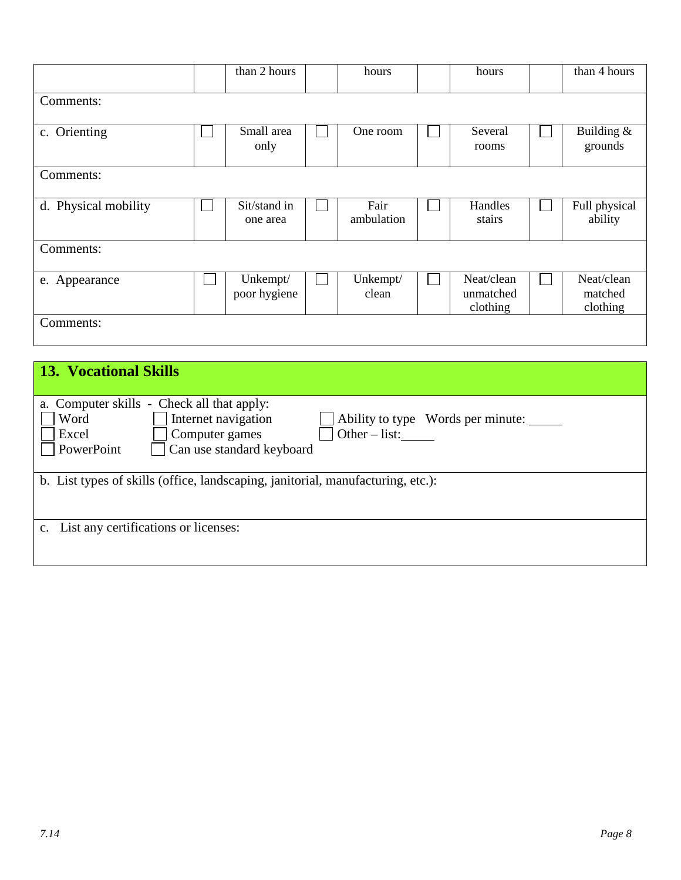| | | than 2 hours | | hours | | hours | | than 4 hours |
|---|---|---|---|---|---|---|---|---|
| Comments: | | | | | | | | |
| c. Orienting | ☐ | Small area only | ☐ | One room | ☐ | Several rooms | ☐ | Building & grounds |
| Comments: | | | | | | | | |
| d. Physical mobility | ☐ | Sit/stand in one area | ☐ | Fair ambulation | ☐ | Handles stairs | ☐ | Full physical ability |
| Comments: | | | | | | | | |
| e. Appearance | ☐ | Unkempt/ poor hygiene | ☐ | Unkempt/ clean | ☐ | Neat/clean unmatched clothing | ☐ | Neat/clean matched clothing |
| Comments: | | | | | | | | |

## 13. Vocational Skills

a. Computer skills - Check all that apply:

☐ Word ☐ Internet navigation ☐ Ability to type Words per minute: _____
☐ Excel ☐ Computer games ☐ Other – list:_____
☐ PowerPoint ☐ Can use standard keyboard

b. List types of skills (office, landscaping, janitorial, manufacturing, etc.):

c. List any certifications or licenses:

7.14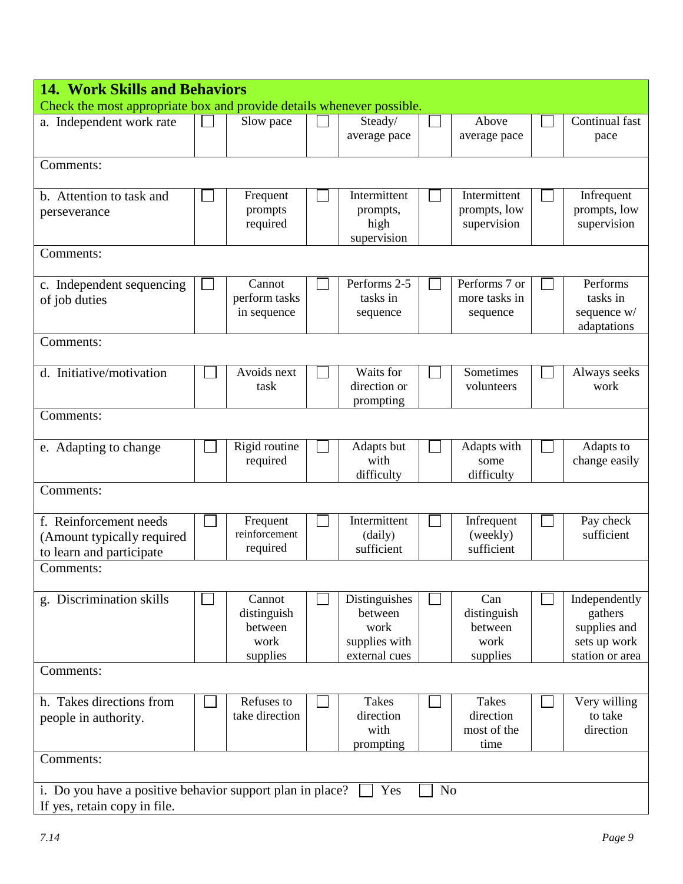## 14. Work Skills and Behaviors

Check the most appropriate box and provide details whenever possible.

| Skill | ☐ | Level 1 | ☐ | Level 2 | ☐ | Level 3 | ☐ | Level 4 |
|---|---|---|---|---|---|---|---|---|
| a. Independent work rate | ☐ | Slow pace | ☐ | Steady/ average pace | ☐ | Above average pace | ☐ | Continual fast pace |
| Comments: | | | | | | | | |
| b. Attention to task and perseverance | ☐ | Frequent prompts required | ☐ | Intermittent prompts, high supervision | ☐ | Intermittent prompts, low supervision | ☐ | Infrequent prompts, low supervision |
| Comments: | | | | | | | | |
| c. Independent sequencing of job duties | ☐ | Cannot perform tasks in sequence | ☐ | Performs 2-5 tasks in sequence | ☐ | Performs 7 or more tasks in sequence | ☐ | Performs tasks in sequence w/ adaptations |
| Comments: | | | | | | | | |
| d. Initiative/motivation | ☐ | Avoids next task | ☐ | Waits for direction or prompting | ☐ | Sometimes volunteers | ☐ | Always seeks work |
| Comments: | | | | | | | | |
| e. Adapting to change | ☐ | Rigid routine required | ☐ | Adapts but with difficulty | ☐ | Adapts with some difficulty | ☐ | Adapts to change easily |
| Comments: | | | | | | | | |
| f. Reinforcement needs (Amount typically required to learn and participate | ☐ | Frequent reinforcement required | ☐ | Intermittent (daily) sufficient | ☐ | Infrequent (weekly) sufficient | ☐ | Pay check sufficient |
| Comments: | | | | | | | | |
| g. Discrimination skills | ☐ | Cannot distinguish between work supplies | ☐ | Distinguishes between work supplies with external cues | ☐ | Can distinguish between work supplies | ☐ | Independently gathers supplies and sets up work station or area |
| Comments: | | | | | | | | |
| h. Takes directions from people in authority. | ☐ | Refuses to take direction | ☐ | Takes direction with prompting | ☐ | Takes direction most of the time | ☐ | Very willing to take direction |
| Comments: | | | | | | | | |

i. Do you have a positive behavior support plan in place? ☐ Yes ☐ No
If yes, retain copy in file.

*7.14*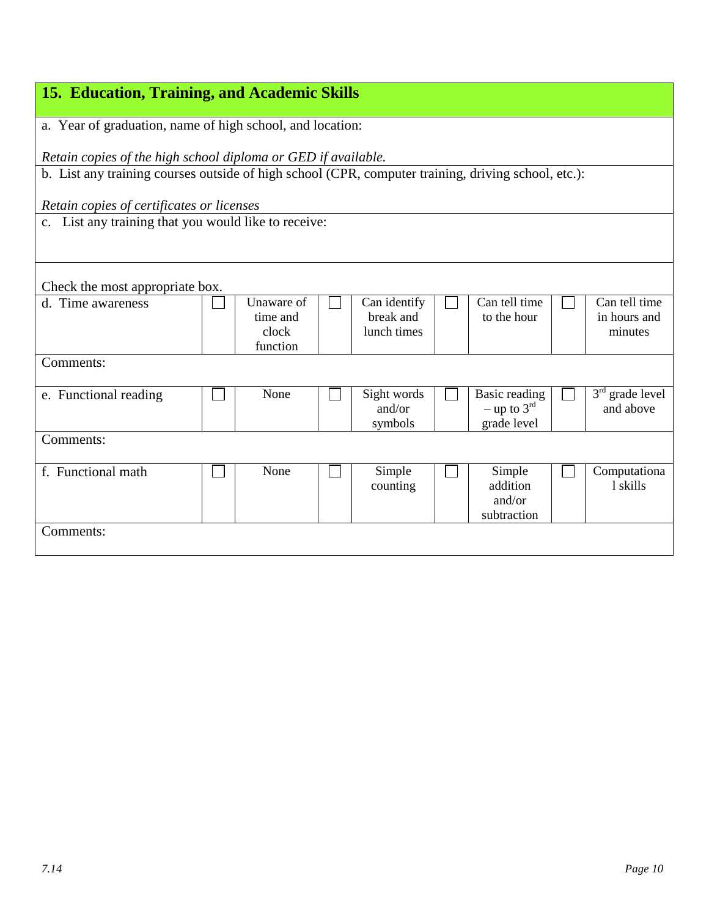## 15. Education, Training, and Academic Skills

a. Year of graduation, name of high school, and location:

*Retain copies of the high school diploma or GED if available.*

b. List any training courses outside of high school (CPR, computer training, driving school, etc.):

*Retain copies of certificates or licenses*

c. List any training that you would like to receive:

Check the most appropriate box.

| | | | | | | | | |
|---|---|---|---|---|---|---|---|---|
| d. Time awareness | ☐ | Unaware of time and clock function | ☐ | Can identify break and lunch times | ☐ | Can tell time to the hour | ☐ | Can tell time in hours and minutes |
| Comments: | | | | | | | | |
| e. Functional reading | ☐ | None | ☐ | Sight words and/or symbols | ☐ | Basic reading – up to 3rd grade level | ☐ | 3rd grade level and above |
| Comments: | | | | | | | | |
| f. Functional math | ☐ | None | ☐ | Simple counting | ☐ | Simple addition and/or subtraction | ☐ | Computational skills |
| Comments: | | | | | | | | |

7.14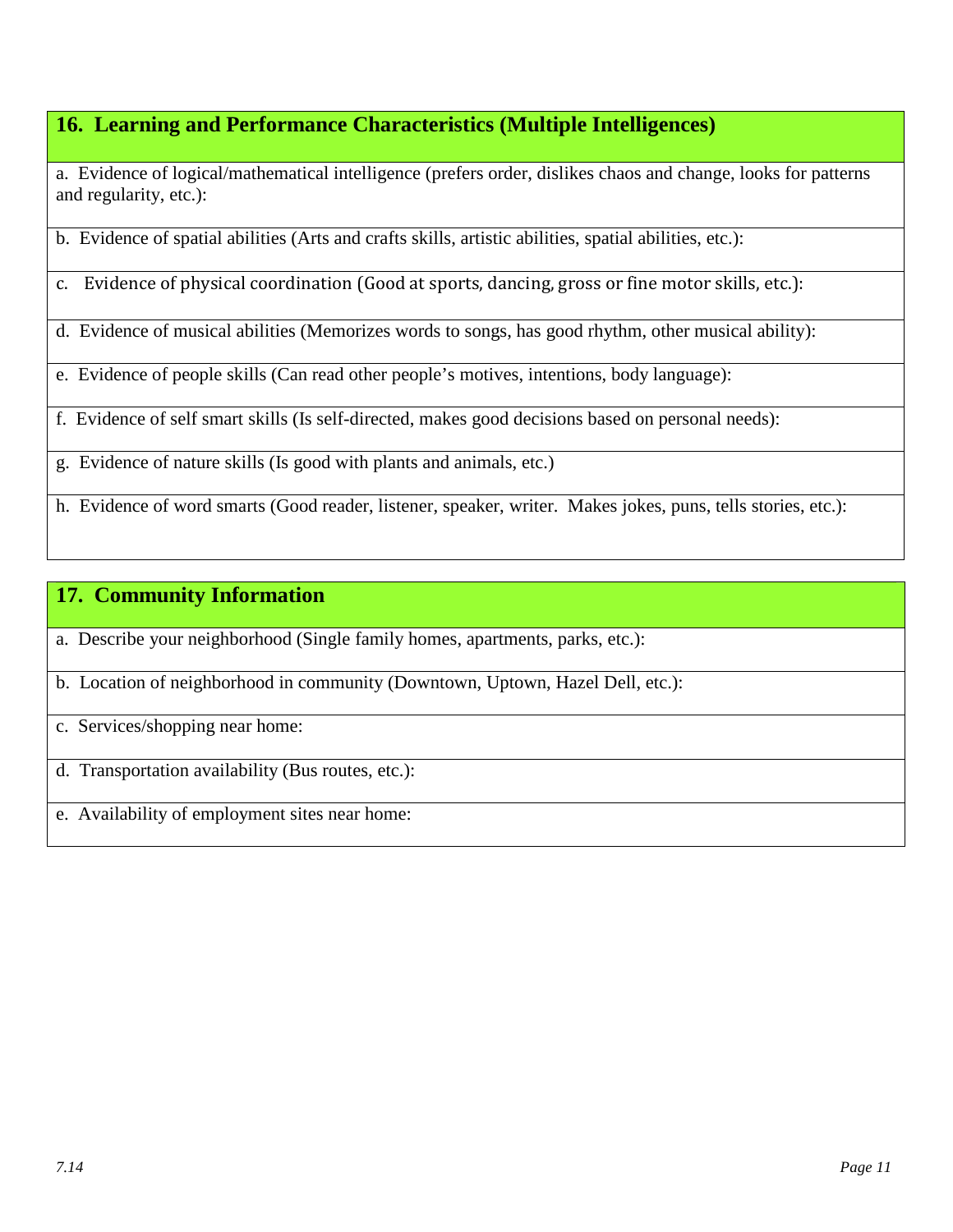## 16. Learning and Performance Characteristics (Multiple Intelligences)

a. Evidence of logical/mathematical intelligence (prefers order, dislikes chaos and change, looks for patterns and regularity, etc.):

b. Evidence of spatial abilities (Arts and crafts skills, artistic abilities, spatial abilities, etc.):

c. Evidence of physical coordination (Good at sports, dancing, gross or fine motor skills, etc.):

d. Evidence of musical abilities (Memorizes words to songs, has good rhythm, other musical ability):

e. Evidence of people skills (Can read other people's motives, intentions, body language):

f. Evidence of self smart skills (Is self-directed, makes good decisions based on personal needs):

g. Evidence of nature skills (Is good with plants and animals, etc.)

h. Evidence of word smarts (Good reader, listener, speaker, writer. Makes jokes, puns, tells stories, etc.):

## 17. Community Information

a. Describe your neighborhood (Single family homes, apartments, parks, etc.):

b. Location of neighborhood in community (Downtown, Uptown, Hazel Dell, etc.):

c. Services/shopping near home:

d. Transportation availability (Bus routes, etc.):

e. Availability of employment sites near home: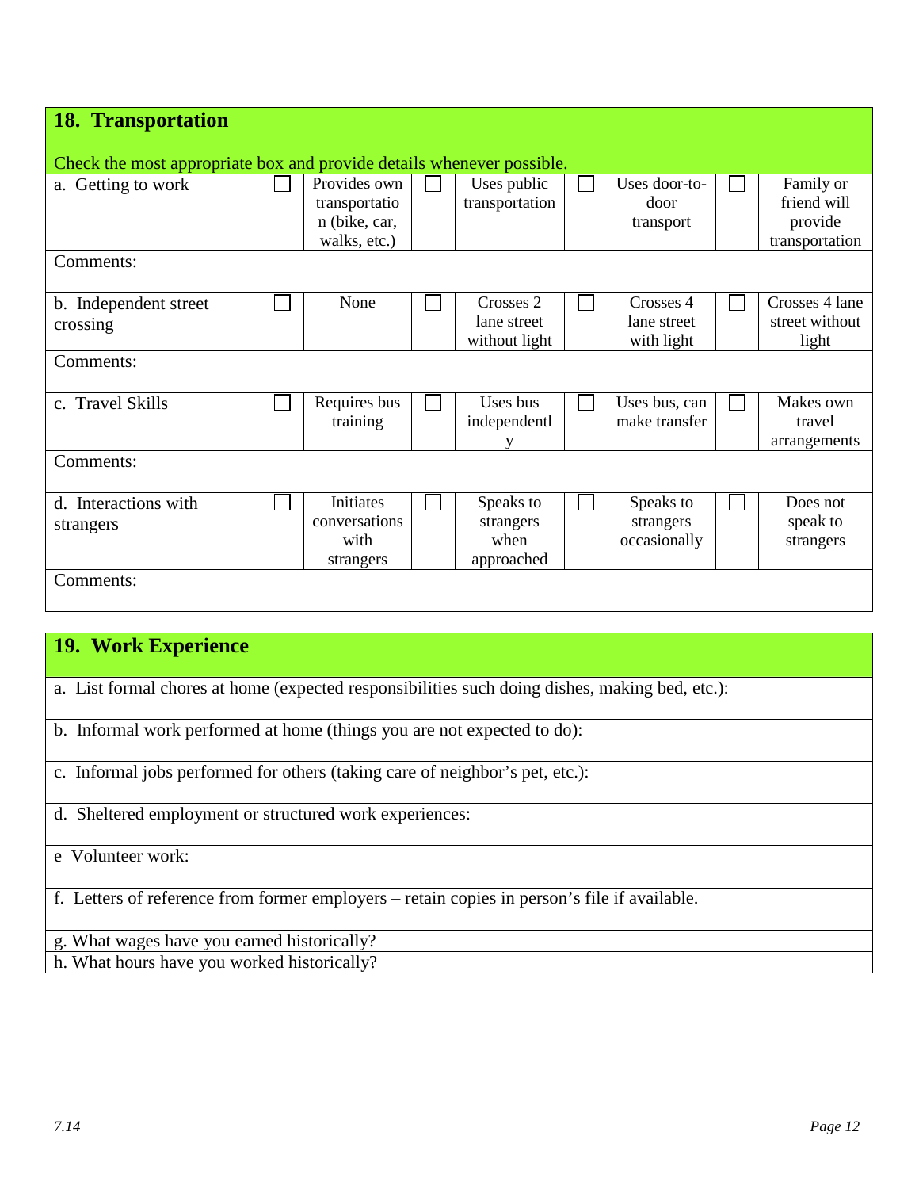## 18. Transportation

Check the most appropriate box and provide details whenever possible.

| | ☐ | | ☐ | | ☐ | | ☐ | |
|---|---|---|---|---|---|---|---|---|
| a. Getting to work | ☐ | Provides own transportation (bike, car, walks, etc.) | ☐ | Uses public transportation | ☐ | Uses door-to-door transport | ☐ | Family or friend will provide transportation |
| Comments: | | | | | | | | |
| b. Independent street crossing | ☐ | None | ☐ | Crosses 2 lane street without light | ☐ | Crosses 4 lane street with light | ☐ | Crosses 4 lane street without light |
| Comments: | | | | | | | | |
| c. Travel Skills | ☐ | Requires bus training | ☐ | Uses bus independently | ☐ | Uses bus, can make transfer | ☐ | Makes own travel arrangements |
| Comments: | | | | | | | | |
| d. Interactions with strangers | ☐ | Initiates conversations with strangers | ☐ | Speaks to strangers when approached | ☐ | Speaks to strangers occasionally | ☐ | Does not speak to strangers |
| Comments: | | | | | | | | |

## 19. Work Experience

a. List formal chores at home (expected responsibilities such doing dishes, making bed, etc.):

b. Informal work performed at home (things you are not expected to do):

c. Informal jobs performed for others (taking care of neighbor's pet, etc.):

d. Sheltered employment or structured work experiences:

e Volunteer work:

f. Letters of reference from former employers – retain copies in person's file if available.

g. What wages have you earned historically?

h. What hours have you worked historically?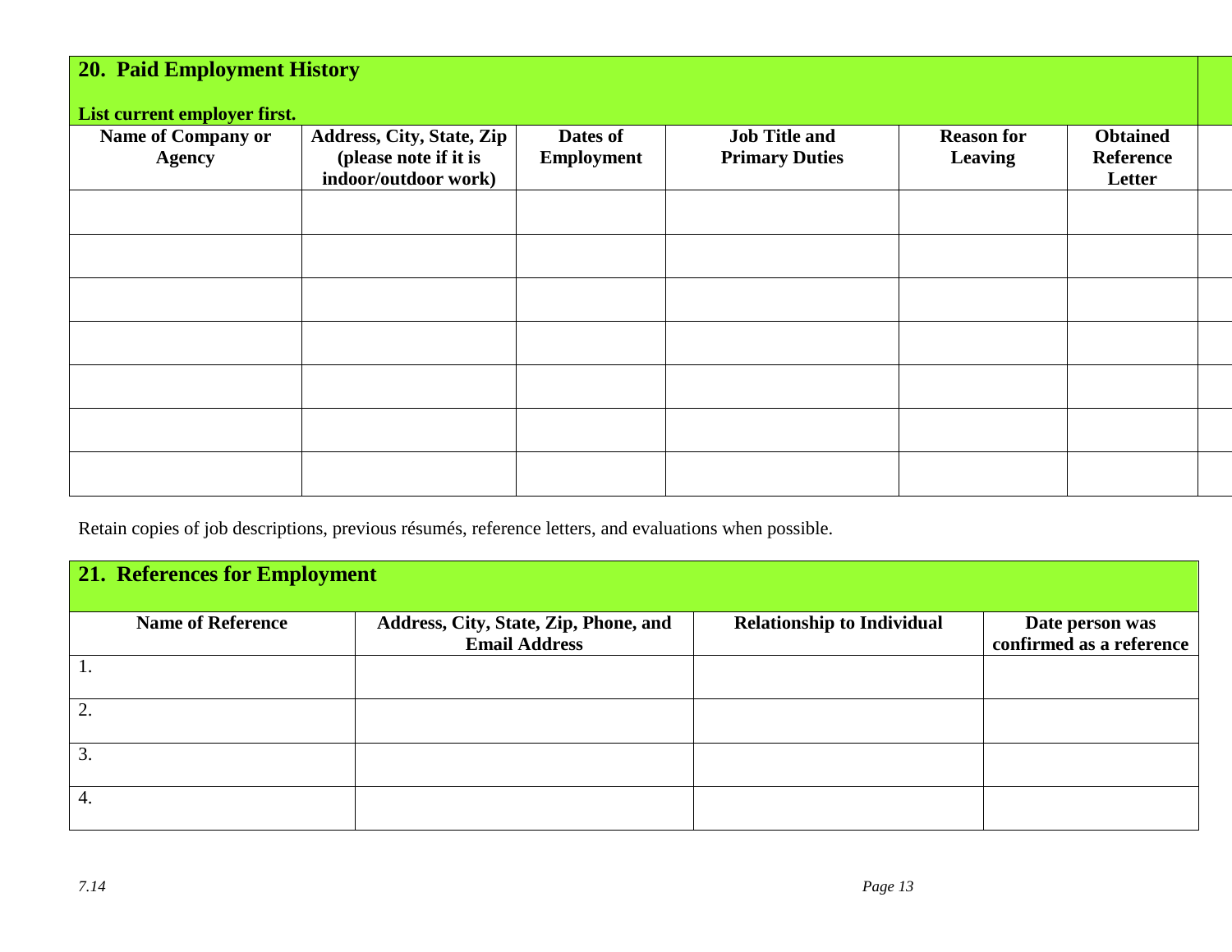## 20. Paid Employment History

**List current employer first.**

| Name of Company or Agency | Address, City, State, Zip (please note if it is indoor/outdoor work) | Dates of Employment | Job Title and Primary Duties | Reason for Leaving | Obtained Reference Letter |
|---|---|---|---|---|---|
| | | | | | |
| | | | | | |
| | | | | | |
| | | | | | |
| | | | | | |
| | | | | | |
| | | | | | |

Retain copies of job descriptions, previous résumés, reference letters, and evaluations when possible.

## 21. References for Employment

| Name of Reference | Address, City, State, Zip, Phone, and Email Address | Relationship to Individual | Date person was confirmed as a reference |
|---|---|---|---|
| 1. | | | |
| 2. | | | |
| 3. | | | |
| 4. | | | |

*7.14*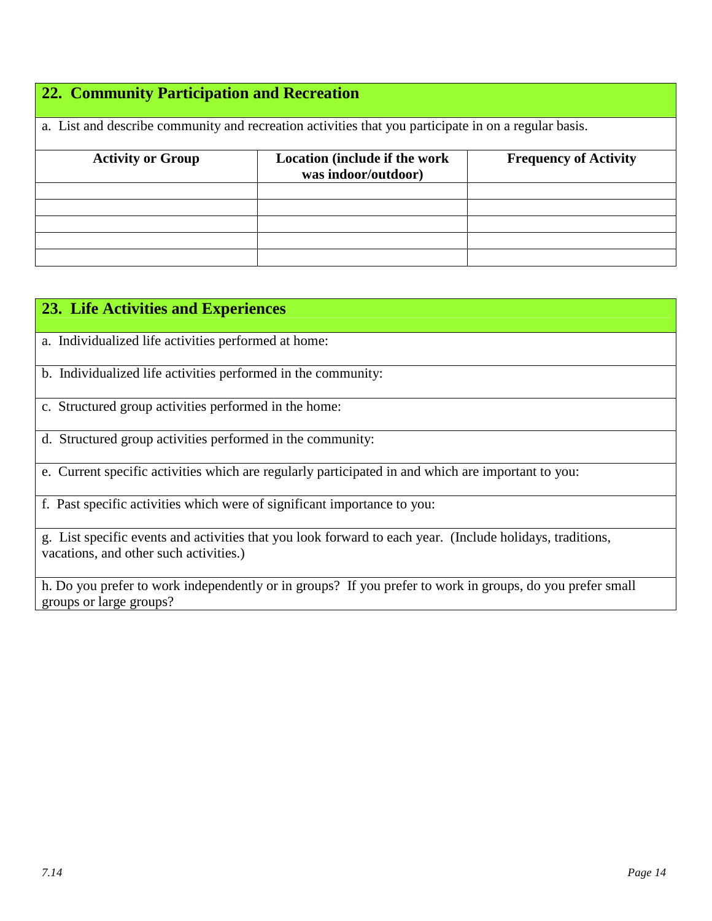## 22. Community Participation and Recreation

a. List and describe community and recreation activities that you participate in on a regular basis.

| Activity or Group | Location (include if the work was indoor/outdoor) | Frequency of Activity |
|---|---|---|
| | | |
| | | |
| | | |
| | | |
| | | |

## 23. Life Activities and Experiences

a. Individualized life activities performed at home:

b. Individualized life activities performed in the community:

c. Structured group activities performed in the home:

d. Structured group activities performed in the community:

e. Current specific activities which are regularly participated in and which are important to you:

f. Past specific activities which were of significant importance to you:

g. List specific events and activities that you look forward to each year. (Include holidays, traditions, vacations, and other such activities.)

h. Do you prefer to work independently or in groups? If you prefer to work in groups, do you prefer small groups or large groups?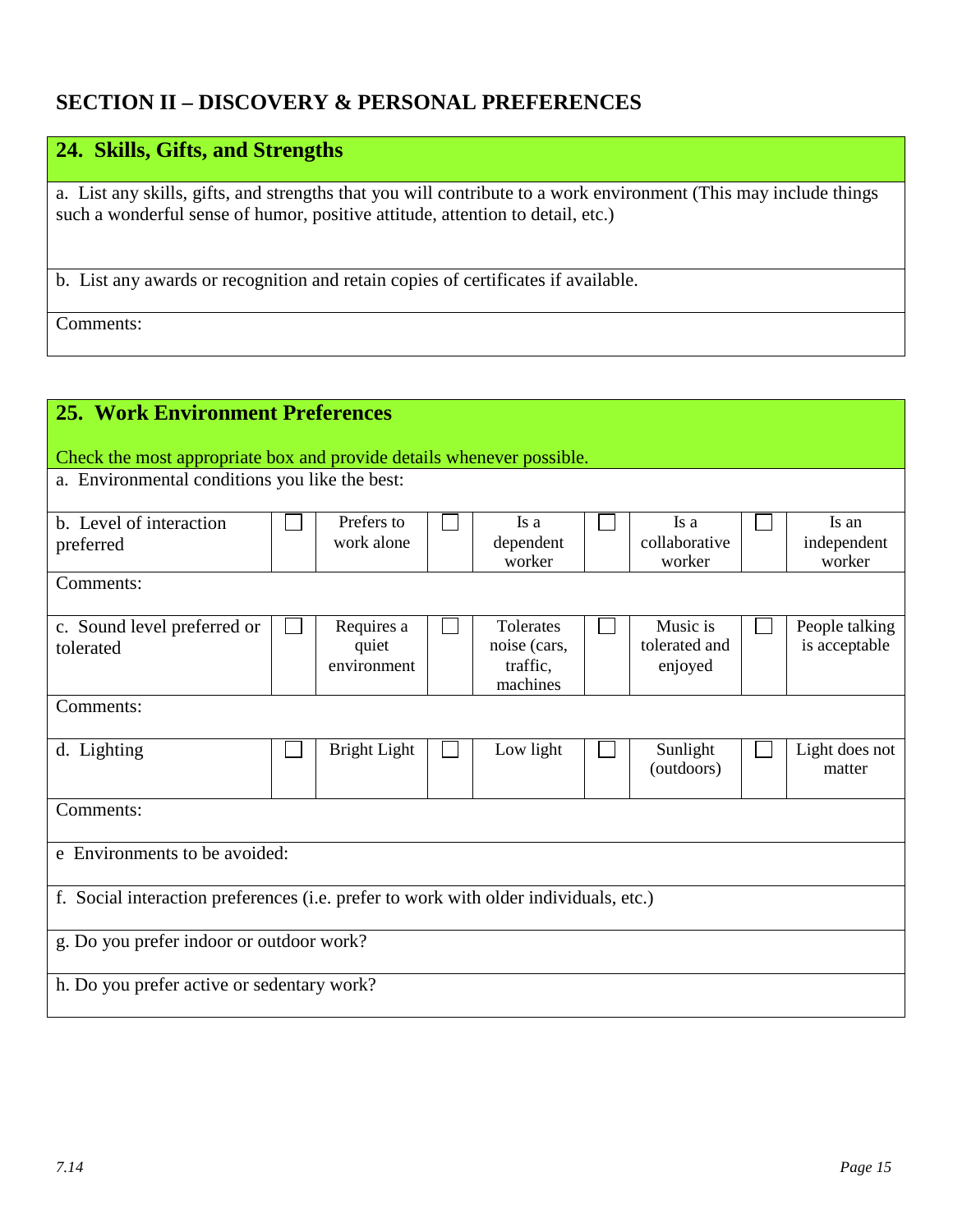## SECTION II – DISCOVERY & PERSONAL PREFERENCES

### 24. Skills, Gifts, and Strengths

a. List any skills, gifts, and strengths that you will contribute to a work environment (This may include things such a wonderful sense of humor, positive attitude, attention to detail, etc.)

b. List any awards or recognition and retain copies of certificates if available.

Comments:

### 25. Work Environment Preferences

Check the most appropriate box and provide details whenever possible.

a. Environmental conditions you like the best:

| | | | | | | | | |
|---|---|---|---|---|---|---|---|---|
| b. Level of interaction preferred | ☐ | Prefers to work alone | ☐ | Is a dependent worker | ☐ | Is a collaborative worker | ☐ | Is an independent worker |

Comments:

| | | | | | | | | |
|---|---|---|---|---|---|---|---|---|
| c. Sound level preferred or tolerated | ☐ | Requires a quiet environment | ☐ | Tolerates noise (cars, traffic, machines | ☐ | Music is tolerated and enjoyed | ☐ | People talking is acceptable |

Comments:

| | | | | | | | | |
|---|---|---|---|---|---|---|---|---|
| d. Lighting | ☐ | Bright Light | ☐ | Low light | ☐ | Sunlight (outdoors) | ☐ | Light does not matter |

Comments:

e Environments to be avoided:

f. Social interaction preferences (i.e. prefer to work with older individuals, etc.)

g. Do you prefer indoor or outdoor work?

h. Do you prefer active or sedentary work?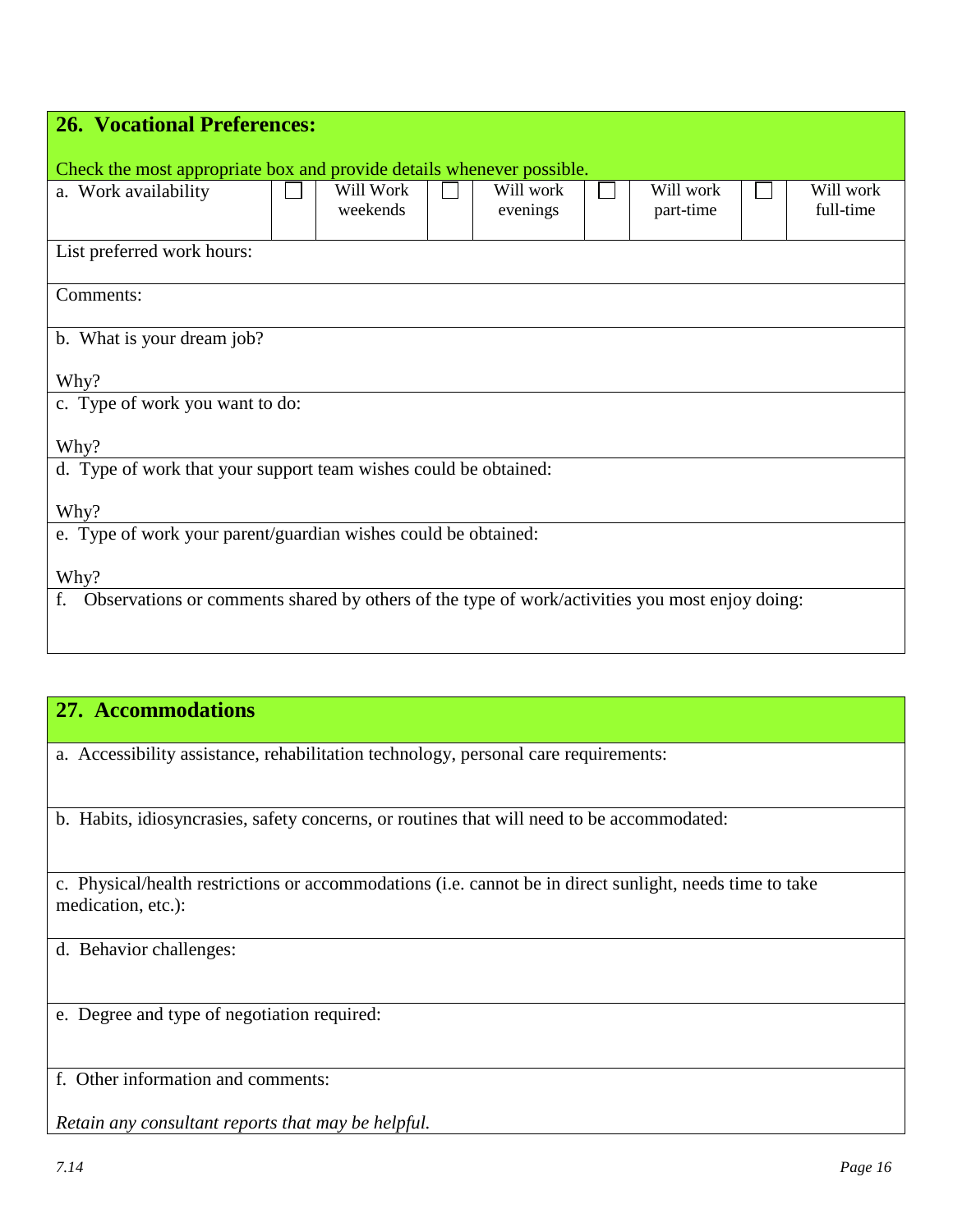## 26. Vocational Preferences:

Check the most appropriate box and provide details whenever possible.

| a. Work availability | ☐ | Will Work weekends | ☐ | Will work evenings | ☐ | Will work part-time | ☐ | Will work full-time |
|---|---|---|---|---|---|---|---|---|

List preferred work hours:

Comments:

b. What is your dream job?

Why?

c. Type of work you want to do:

Why?

d. Type of work that your support team wishes could be obtained:

Why?

e. Type of work your parent/guardian wishes could be obtained:

Why?

f. Observations or comments shared by others of the type of work/activities you most enjoy doing:

## 27. Accommodations

a. Accessibility assistance, rehabilitation technology, personal care requirements:

b. Habits, idiosyncrasies, safety concerns, or routines that will need to be accommodated:

c. Physical/health restrictions or accommodations (i.e. cannot be in direct sunlight, needs time to take medication, etc.):

d. Behavior challenges:

e. Degree and type of negotiation required:

f. Other information and comments:

*Retain any consultant reports that may be helpful.*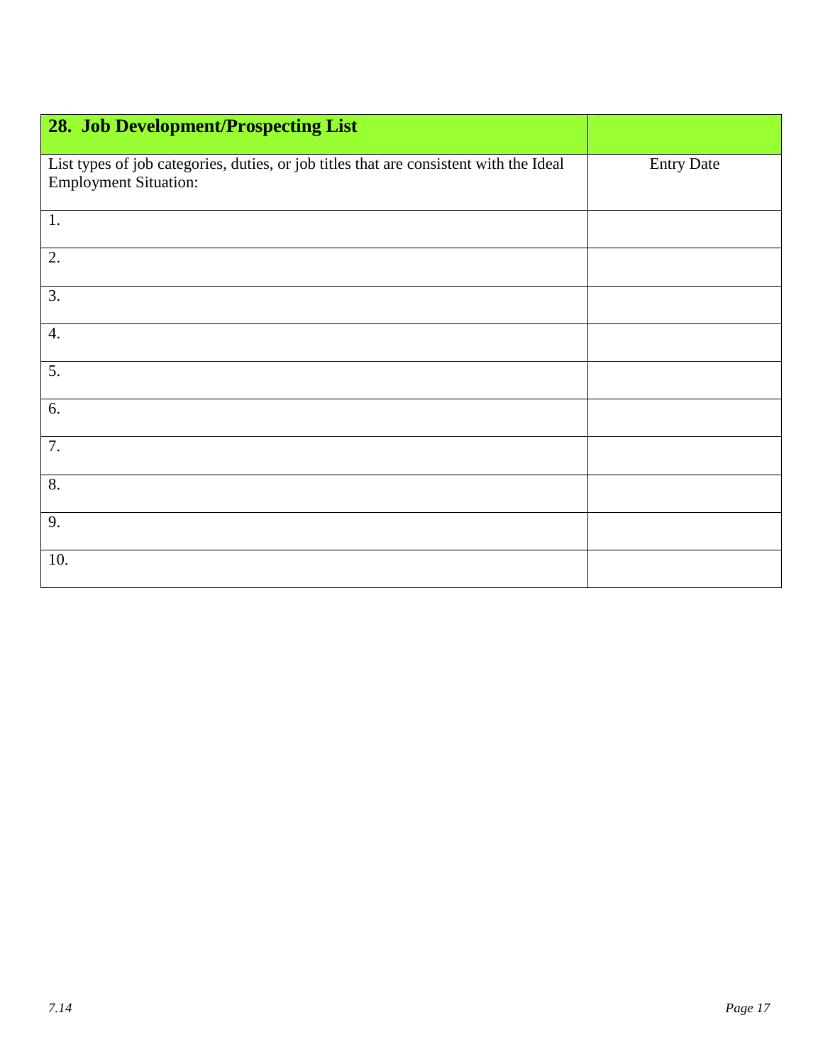| **28. Job Development/Prospecting List** | |
| --- | --- |
| List types of job categories, duties, or job titles that are consistent with the Ideal Employment Situation: | Entry Date |
| 1. | |
| 2. | |
| 3. | |
| 4. | |
| 5. | |
| 6. | |
| 7. | |
| 8. | |
| 9. | |
| 10. | |

*7.14*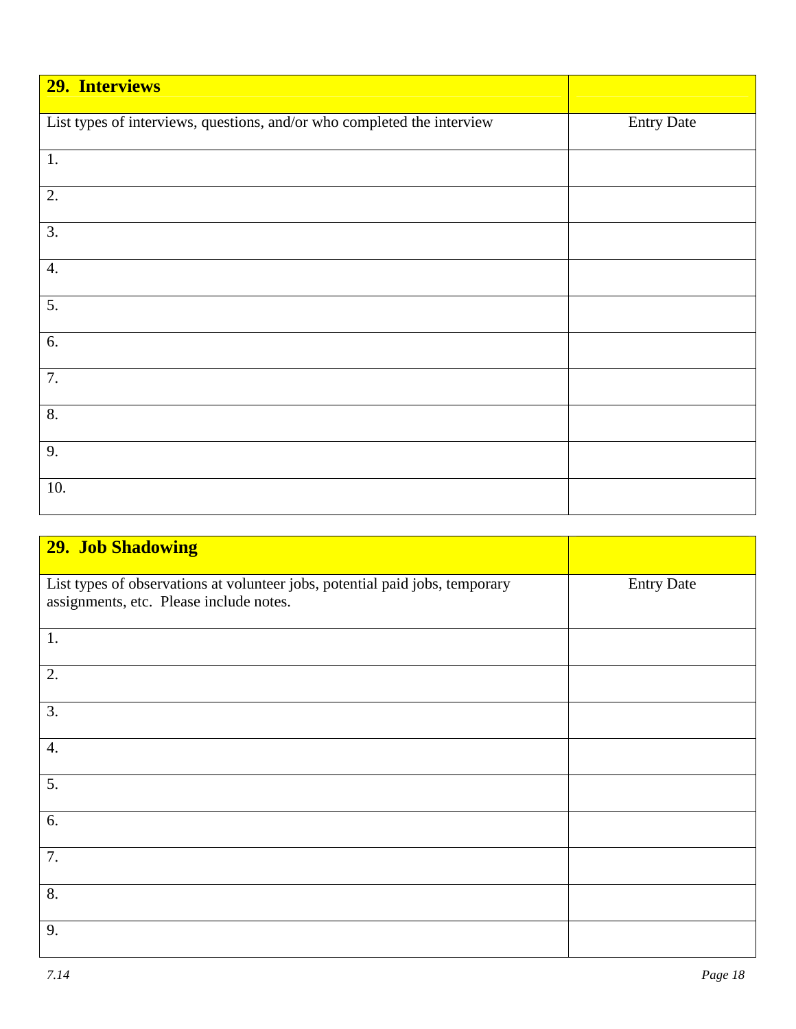| 29. Interviews | |
|---|---|
| List types of interviews, questions, and/or who completed the interview | Entry Date |
| 1. | |
| 2. | |
| 3. | |
| 4. | |
| 5. | |
| 6. | |
| 7. | |
| 8. | |
| 9. | |
| 10. | |

| 29. Job Shadowing | |
|---|---|
| List types of observations at volunteer jobs, potential paid jobs, temporary assignments, etc. Please include notes. | Entry Date |
| 1. | |
| 2. | |
| 3. | |
| 4. | |
| 5. | |
| 6. | |
| 7. | |
| 8. | |
| 9. | |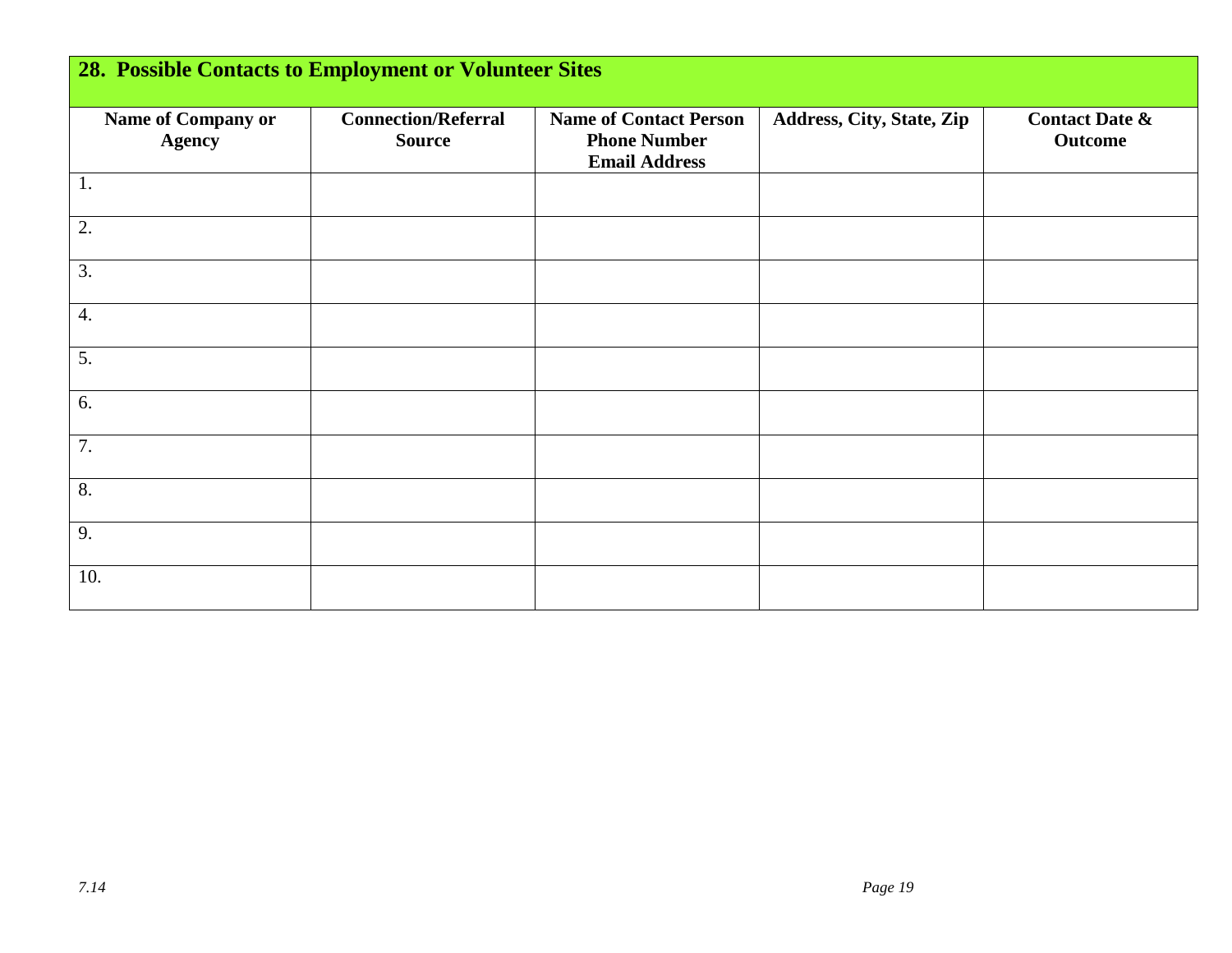## 28. Possible Contacts to Employment or Volunteer Sites

| Name of Company or Agency | Connection/Referral Source | Name of Contact Person Phone Number Email Address | Address, City, State, Zip | Contact Date & Outcome |
|---|---|---|---|---|
| 1. | | | | |
| 2. | | | | |
| 3. | | | | |
| 4. | | | | |
| 5. | | | | |
| 6. | | | | |
| 7. | | | | |
| 8. | | | | |
| 9. | | | | |
| 10. | | | | |

*7.14*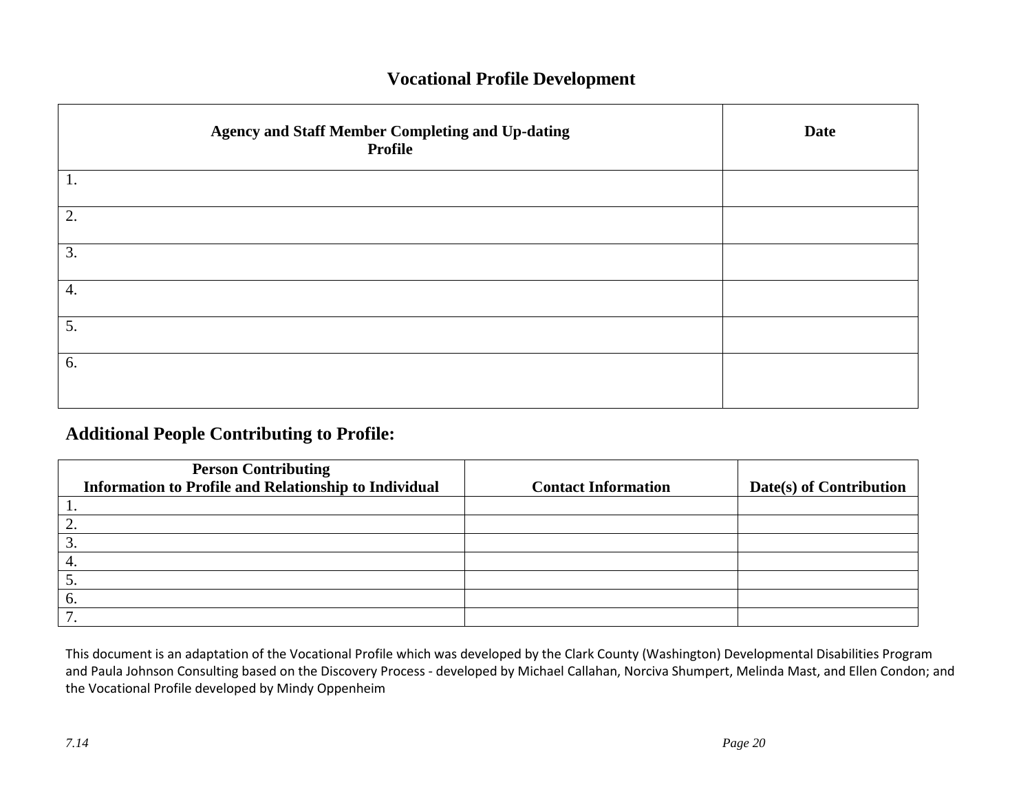# Vocational Profile Development

| Agency and Staff Member Completing and Up-dating Profile | Date |
|---|---|
| 1. | |
| 2. | |
| 3. | |
| 4. | |
| 5. | |
| 6. | |

## Additional People Contributing to Profile:

| Person Contributing Information to Profile and Relationship to Individual | Contact Information | Date(s) of Contribution |
|---|---|---|
| 1. | | |
| 2. | | |
| 3. | | |
| 4. | | |
| 5. | | |
| 6. | | |
| 7. | | |

This document is an adaptation of the Vocational Profile which was developed by the Clark County (Washington) Developmental Disabilities Program and Paula Johnson Consulting based on the Discovery Process - developed by Michael Callahan, Norciva Shumpert, Melinda Mast, and Ellen Condon; and the Vocational Profile developed by Mindy Oppenheim

*7.14*